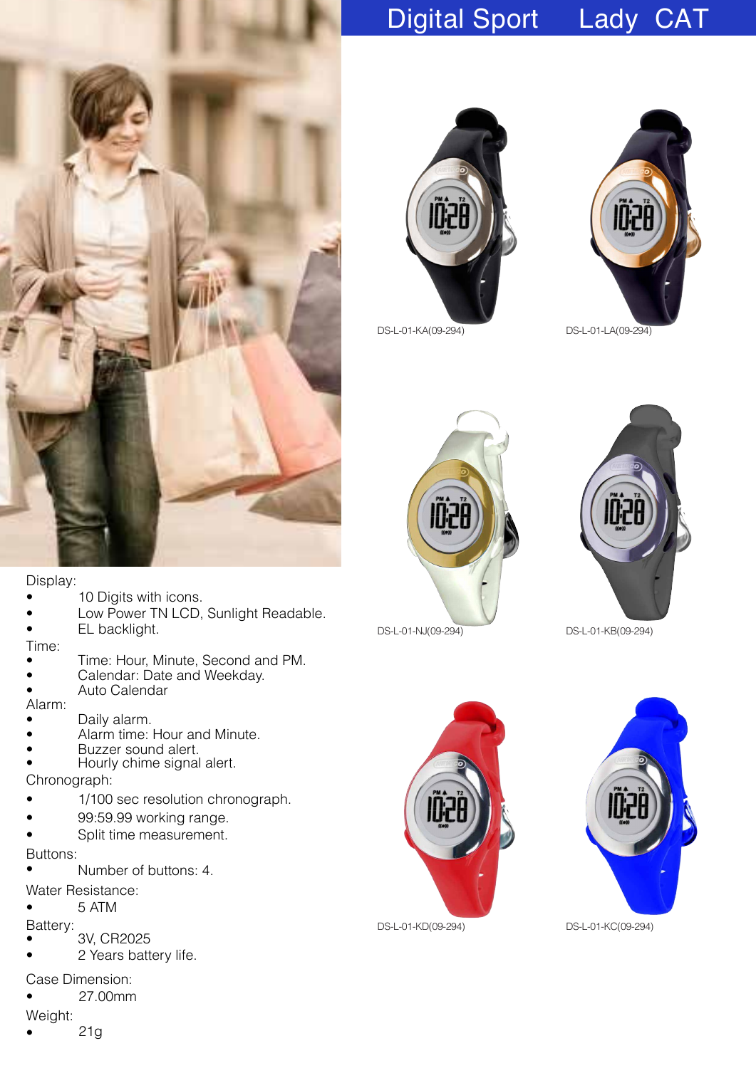# Digital Sport Lady CAT

DS-L-01-KA(09-294)

DS-L-01-LA(09-294)

DS-L-01-NJ(09-294)

DS-L-01-KB(09-294)

DS-L-01-KD(09-294)

DS-L-01-KC(09-294)

Display:

- 10 Digits with icons.
- Low Power TN LCD, Sunlight Readable.
- EL backlight.

Time:

- Time: Hour, Minute, Second and PM.
- Calendar: Date and Weekday.
- Auto Calendar

Alarm:

- Daily alarm.
- Alarm time: Hour and Minute.
- Buzzer sound alert.
- Hourly chime signal alert.

Chronograph:

- 1/100 sec resolution chronograph.
- 99:59.99 working range.
- Split time measurement.

Buttons:

- Number of buttons: 4.

Water Resistance:

- 5 ATM

Battery:

- 3V, CR2025
- 2 Years battery life.

Case Dimension:

- 27.00mm

Weight:

- 21g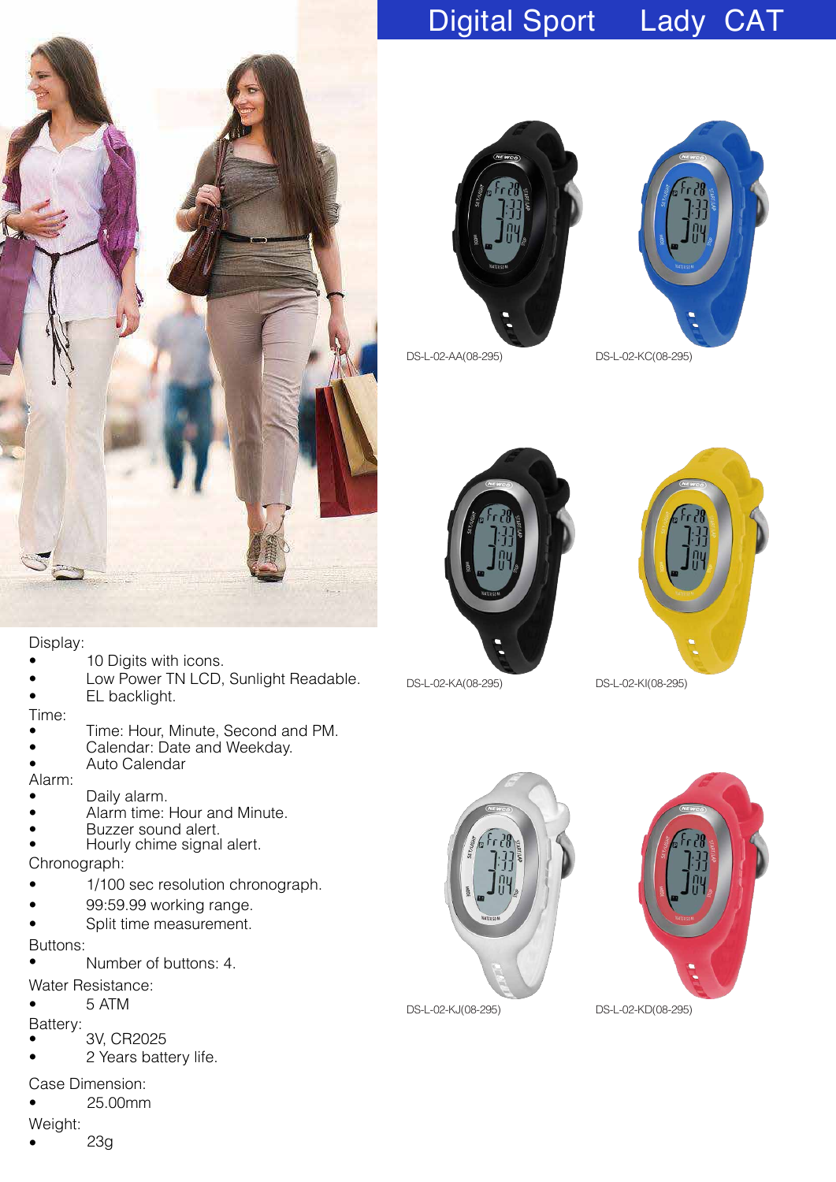# Digital Sport Lady CAT

DS-L-02-AA(08-295)

DS-L-02-KC(08-295)

DS-L-02-KA(08-295)

DS-L-02-KI(08-295)

DS-L-02-KJ(08-295)

DS-L-02-KD(08-295)

Display:

- 10 Digits with icons.
- Low Power TN LCD, Sunlight Readable.
- EL backlight.

Time:

- Time: Hour, Minute, Second and PM.
- Calendar: Date and Weekday.
- Auto Calendar

Alarm:

- Daily alarm.
- Alarm time: Hour and Minute.
- Buzzer sound alert.
- Hourly chime signal alert.

Chronograph:

- 1/100 sec resolution chronograph.
- 99:59.99 working range.
- Split time measurement.

Buttons:

- Number of buttons: 4.

Water Resistance:

- 5 ATM

Battery:

- 3V, CR2025
- 2 Years battery life.

Case Dimension:

- 25.00mm

Weight:

- 23g